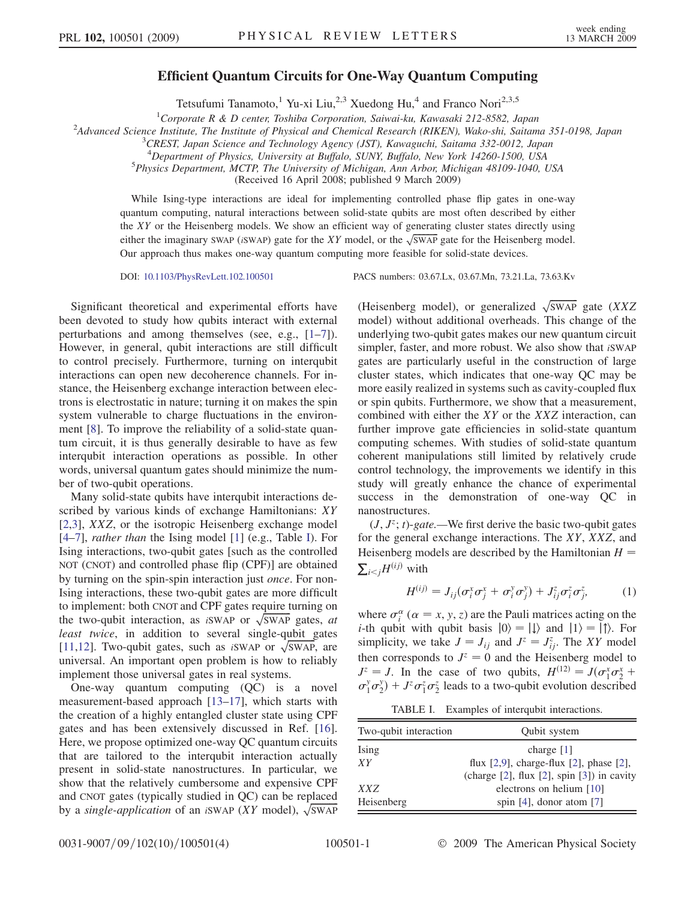# Efficient Quantum Circuits for One-Way Quantum Computing

Tetsufumi Tanamoto,[1] Yu-xi Liu,[2,3] Xuedong Hu,[4] and Franco Nori[2,3,5]

[1]Corporate R & D center, Toshiba Corporation, Saiwai-ku, Kawasaki 212-8582, Japan
[2]Advanced Science Institute, The Institute of Physical and Chemical Research (RIKEN), Wako-shi, Saitama 351-0198, Japan
[3]CREST, Japan Science and Technology Agency (JST), Kawaguchi, Saitama 332-0012, Japan
[4]Department of Physics, University at Buffalo, SUNY, Buffalo, New York 14260-1500, USA
[5]Physics Department, MCTP, The University of Michigan, Ann Arbor, Michigan 48109-1040, USA

(Received 16 April 2008; published 9 March 2009)

While Ising-type interactions are ideal for implementing controlled phase flip gates in one-way quantum computing, natural interactions between solid-state qubits are most often described by either the *XY* or the Heisenberg models. We show an efficient way of generating cluster states directly using either the imaginary SWAP (*i*SWAP) gate for the *XY* model, or the $\sqrt{\text{SWAP}}$ gate for the Heisenberg model. Our approach thus makes one-way quantum computing more feasible for solid-state devices.

DOI: 10.1103/PhysRevLett.102.100501 PACS numbers: 03.67.Lx, 03.67.Mn, 73.21.La, 73.63.Kv

Significant theoretical and experimental efforts have been devoted to study how qubits interact with external perturbations and among themselves (see, e.g., [1–7]). However, in general, qubit interactions are still difficult to control precisely. Furthermore, turning on interqubit interactions can open new decoherence channels. For instance, the Heisenberg exchange interaction between electrons is electrostatic in nature; turning it on makes the spin system vulnerable to charge fluctuations in the environment [8]. To improve the reliability of a solid-state quantum circuit, it is thus generally desirable to have as few interqubit interaction operations as possible. In other words, universal quantum gates should minimize the number of two-qubit operations.

Many solid-state qubits have interqubit interactions described by various kinds of exchange Hamiltonians: *XY* [2,3], *XXZ*, or the isotropic Heisenberg exchange model [4–7], *rather than* the Ising model [1] (e.g., Table I). For Ising interactions, two-qubit gates [such as the controlled NOT (CNOT) and controlled phase flip (CPF)] are obtained by turning on the spin-spin interaction just *once*. For non-Ising interactions, these two-qubit gates are more difficult to implement: both CNOT and CPF gates require turning on the two-qubit interaction, as *i*SWAP or $\sqrt{\text{SWAP}}$ gates, *at least twice*, in addition to several single-qubit gates [11,12]. Two-qubit gates, such as *i*SWAP or $\sqrt{\text{SWAP}}$, are universal. An important open problem is how to reliably implement those universal gates in real systems.

One-way quantum computing (QC) is a novel measurement-based approach [13–17], which starts with the creation of a highly entangled cluster state using CPF gates and has been extensively discussed in Ref. [16]. Here, we propose optimized one-way QC quantum circuits that are tailored to the interqubit interaction actually present in solid-state nanostructures. In particular, we show that the relatively cumbersome and expensive CPF and CNOT gates (typically studied in QC) can be replaced by a *single-application* of an *i*SWAP (*XY* model), $\sqrt{\text{SWAP}}$ (Heisenberg model), or generalized $\sqrt{\text{SWAP}}$ gate (*XXZ* model) without additional overheads. This change of the underlying two-qubit gates makes our new quantum circuit simpler, faster, and more robust. We also show that *i*SWAP gates are particularly useful in the construction of large cluster states, which indicates that one-way QC may be more easily realized in systems such as cavity-coupled flux or spin qubits. Furthermore, we show that a measurement, combined with either the *XY* or the *XXZ* interaction, can further improve gate efficiencies in solid-state quantum computing schemes. With studies of solid-state quantum coherent manipulations still limited by relatively crude control technology, the improvements we identify in this study will greatly enhance the chance of experimental success in the demonstration of one-way QC in nanostructures.

*($J$, $J^z$; $t$)-gate.*—We first derive the basic two-qubit gates for the general exchange interactions. The *XY*, *XXZ*, and Heisenberg models are described by the Hamiltonian $H = \sum_{i<j} H^{(ij)}$ with

$$H^{(ij)} = J_{ij}(\sigma_i^x \sigma_j^x + \sigma_i^y \sigma_j^y) + J_{ij}^z \sigma_i^z \sigma_j^z, \tag{1}$$

where $\sigma_i^\alpha$ ($\alpha = x, y, z$) are the Pauli matrices acting on the $i$-th qubit with qubit basis $|0\rangle = |\downarrow\rangle$ and $|1\rangle = |\uparrow\rangle$. For simplicity, we take $J = J_{ij}$ and $J^z = J_{ij}^z$. The *XY* model then corresponds to $J^z = 0$ and the Heisenberg model to $J^z = J$. In the case of two qubits, $H^{(12)} = J(\sigma_1^x \sigma_2^x + \sigma_1^y \sigma_2^y) + J^z \sigma_1^z \sigma_2^z$ leads to a two-qubit evolution described

TABLE I. Examples of interqubit interactions.

| Two-qubit interaction | Qubit system |
|---|---|
| Ising | charge [1] |
| *XY* | flux [2,9], charge-flux [2], phase [2], (charge [2], flux [2], spin [3]) in cavity |
| *XXZ* | electrons on helium [10] |
| Heisenberg | spin [4], donor atom [7] |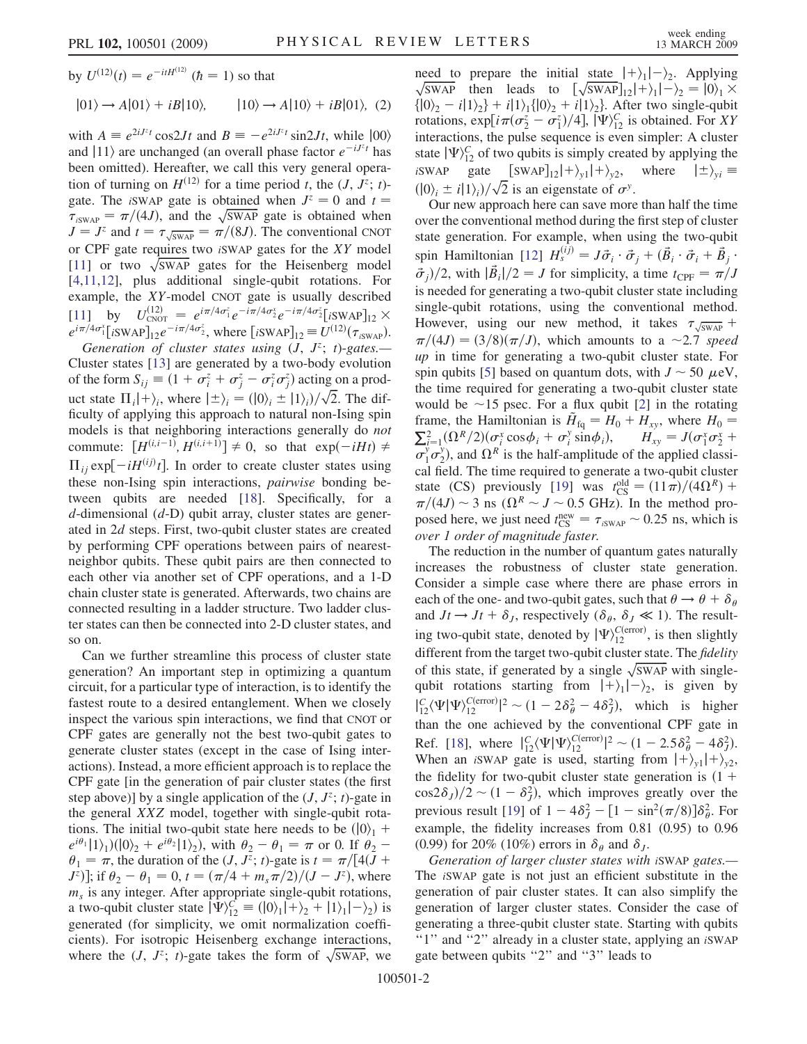by $U^{(12)}(t) = e^{-itH^{(12)}}$ ($\hbar = 1$) so that

$$|01\rangle \rightarrow A|01\rangle + iB|10\rangle, \qquad |10\rangle \rightarrow A|10\rangle + iB|01\rangle, \quad (2)$$

with $A \equiv e^{2iJ^z t}\cos 2Jt$ and $B \equiv -e^{2iJ^z t}\sin 2Jt$, while $|00\rangle$ and $|11\rangle$ are unchanged (an overall phase factor $e^{-iJ^z t}$ has been omitted). Hereafter, we call this very general operation of turning on $H^{(12)}$ for a time period $t$, the $(J, J^z; t)$-gate. The $i$SWAP gate is obtained when $J^z = 0$ and $t = \tau_{i\mathrm{SWAP}} = \pi/(4J)$, and the $\sqrt{\mathrm{SWAP}}$ gate is obtained when $J = J^z$ and $t = \tau_{\sqrt{\mathrm{SWAP}}} = \pi/(8J)$. The conventional CNOT or CPF gate requires two $i$SWAP gates for the $XY$ model [11] or two $\sqrt{\mathrm{SWAP}}$ gates for the Heisenberg model [4,11,12], plus additional single-qubit rotations. For example, the $XY$-model CNOT gate is usually described [11] by $U^{(12)}_{\mathrm{CNOT}} = e^{i\pi/4\sigma_1^z}e^{-i\pi/4\sigma_2^x}e^{-i\pi/4\sigma_2^z}[i\mathrm{SWAP}]_{12} \times e^{i\pi/4\sigma_1^x}[i\mathrm{SWAP}]_{12}e^{-i\pi/4\sigma_2^z}$, where $[i\mathrm{SWAP}]_{12} \equiv U^{(12)}(\tau_{i\mathrm{SWAP}})$.

*Generation of cluster states using $(J, J^z; t)$-gates.*— Cluster states [13] are generated by a two-body evolution of the form $S_{ij} \equiv (1 + \sigma_i^z + \sigma_j^z - \sigma_i^z\sigma_j^z)$ acting on a product state $\Pi_i|+\rangle_i$, where $|\pm\rangle_i = (|0\rangle_i \pm |1\rangle_i)/\sqrt{2}$. The difficulty of applying this approach to natural non-Ising spin models is that neighboring interactions generally do *not* commute: $[H^{(i,i-1)}, H^{(i,i+1)}] \neq 0$, so that $\exp(-iHt) \neq \Pi_{ij}\exp[-iH^{(ij)}t]$. In order to create cluster states using these non-Ising spin interactions, *pairwise* bonding between qubits are needed [18]. Specifically, for a $d$-dimensional ($d$-D) qubit array, cluster states are generated in $2d$ steps. First, two-qubit cluster states are created by performing CPF operations between pairs of nearest-neighbor qubits. These qubit pairs are then connected to each other via another set of CPF operations, and a 1-D chain cluster state is generated. Afterwards, two chains are connected resulting in a ladder structure. Two ladder cluster states can then be connected into 2-D cluster states, and so on.

Can we further streamline this process of cluster state generation? An important step in optimizing a quantum circuit, for a particular type of interaction, is to identify the fastest route to a desired entanglement. When we closely inspect the various spin interactions, we find that CNOT or CPF gates are generally not the best two-qubit gates to generate cluster states (except in the case of Ising interactions). Instead, a more efficient approach is to replace the CPF gate [in the generation of pair cluster states (the first step above)] by a single application of the $(J, J^z; t)$-gate in the general $XXZ$ model, together with single-qubit rotations. The initial two-qubit state here needs to be $(|0\rangle_1 + e^{i\theta_1}|1\rangle_1)(|0\rangle_2 + e^{i\theta_2}|1\rangle_2)$, with $\theta_2 - \theta_1 = \pi$ or 0. If $\theta_2 - \theta_1 = \pi$, the duration of the $(J, J^z; t)$-gate is $t = \pi/[4(J + J^z)]$; if $\theta_2 - \theta_1 = 0$, $t = (\pi/4 + m_s\pi/2)/(J - J^z)$, where $m_s$ is any integer. After appropriate single-qubit rotations, a two-qubit cluster state $|\Psi\rangle^C_{12} \equiv (|0\rangle_1|+\rangle_2 + |1\rangle_1|-\rangle_2)$ is generated (for simplicity, we omit normalization coefficients). For isotropic Heisenberg exchange interactions, where the $(J, J^z; t)$-gate takes the form of $\sqrt{\mathrm{SWAP}}$, we need to prepare the initial state $|+\rangle_1|-\rangle_2$. Applying $\sqrt{\mathrm{SWAP}}$ then leads to $[\sqrt{\mathrm{SWAP}}]_{12}|+\rangle_1|-\rangle_2 = |0\rangle_1 \times \{|0\rangle_2 - i|1\rangle_2\} + i|1\rangle_1\{|0\rangle_2 + i|1\rangle_2\}$. After two single-qubit rotations, $\exp[i\pi(\sigma_2^z - \sigma_1^z)/4]$, $|\Psi\rangle^C_{12}$ is obtained. For $XY$ interactions, the pulse sequence is even simpler: A cluster state $|\Psi\rangle^C_{12}$ of two qubits is simply created by applying the $i$SWAP gate $[\mathrm{SWAP}]_{12}|+\rangle_{y1}|+\rangle_{y2}$, where $|\pm\rangle_{yi} \equiv (|0\rangle_i \pm i|1\rangle_i)/\sqrt{2}$ is an eigenstate of $\sigma^y$.

Our new approach here can save more than half the time over the conventional method during the first step of cluster state generation. For example, when using the two-qubit spin Hamiltonian [12] $H_s^{(ij)} = J\vec{\sigma}_i \cdot \vec{\sigma}_j + (\vec{B}_i \cdot \vec{\sigma}_i + \vec{B}_j \cdot \vec{\sigma}_j)/2$, with $|\vec{B}_i|/2 = J$ for simplicity, a time $t_{\mathrm{CPF}} = \pi/J$ is needed for generating a two-qubit cluster state including single-qubit rotations, using the conventional method. However, using our new method, it takes $\tau_{\sqrt{\mathrm{SWAP}}} + \pi/(4J) = (3/8)(\pi/J)$, which amounts to a $\sim$2.7 *speed up* in time for generating a two-qubit cluster state. For spin qubits [5] based on quantum dots, with $J \sim 50\ \mu$eV, the time required for generating a two-qubit cluster state would be $\sim$15 psec. For a flux qubit [2] in the rotating frame, the Hamiltonian is $\tilde{H}_{\mathrm{fq}} = H_0 + H_{xy}$, where $H_0 = \sum_{i=1}^2(\Omega^R/2)(\sigma_i^x\cos\phi_i + \sigma_i^y\sin\phi_i)$, $H_{xy} = J(\sigma_1^x\sigma_2^x + \sigma_1^y\sigma_2^y)$, and $\Omega^R$ is the half-amplitude of the applied classical field. The time required to generate a two-qubit cluster state (CS) previously [19] was $t_{\mathrm{CS}}^{\mathrm{old}} = (11\pi)/(4\Omega^R) + \pi/(4J) \sim 3$ ns ($\Omega^R \sim J \sim 0.5$ GHz). In the method proposed here, we just need $t_{\mathrm{CS}}^{\mathrm{new}} = \tau_{i\mathrm{SWAP}} \sim 0.25$ ns, which is *over 1 order of magnitude faster.*

The reduction in the number of quantum gates naturally increases the robustness of cluster state generation. Consider a simple case where there are phase errors in each of the one- and two-qubit gates, such that $\theta \rightarrow \theta + \delta_\theta$ and $Jt \rightarrow Jt + \delta_J$, respectively ($\delta_\theta$, $\delta_J \ll 1$). The resulting two-qubit state, denoted by $|\Psi\rangle^{C(\mathrm{error})}_{12}$, is then slightly different from the target two-qubit cluster state. The *fidelity* of this state, if generated by a single $\sqrt{\mathrm{SWAP}}$ with single-qubit rotations starting from $|+\rangle_1|-\rangle_2$, is given by $|^C_{12}\langle\Psi|\Psi\rangle^{C(\mathrm{error})}_{12}|^2 \sim (1 - 2\delta_\theta^2 - 4\delta_J^2)$, which is higher than the one achieved by the conventional CPF gate in Ref. [18], where $|^C_{12}\langle\Psi|\Psi\rangle^{C(\mathrm{error})}_{12}|^2 \sim (1 - 2.5\delta_\theta^2 - 4\delta_J^2)$. When an $i$SWAP gate is used, starting from $|+\rangle_{y1}|+\rangle_{y2}$, the fidelity for two-qubit cluster state generation is $(1 + \cos 2\delta_J)/2 \sim (1 - \delta_J^2)$, which improves greatly over the previous result [19] of $1 - 4\delta_J^2 - [1 - \sin^2(\pi/8)]\delta_\theta^2$. For example, the fidelity increases from 0.81 (0.95) to 0.96 (0.99) for 20% (10%) errors in $\delta_\theta$ and $\delta_J$.

*Generation of larger cluster states with $i$SWAP gates.*— The $i$SWAP gate is not just an efficient substitute in the generation of pair cluster states. It can also simplify the generation of larger cluster states. Consider the case of generating a three-qubit cluster state. Starting with qubits "1" and "2" already in a cluster state, applying an $i$SWAP gate between qubits "2" and "3" leads to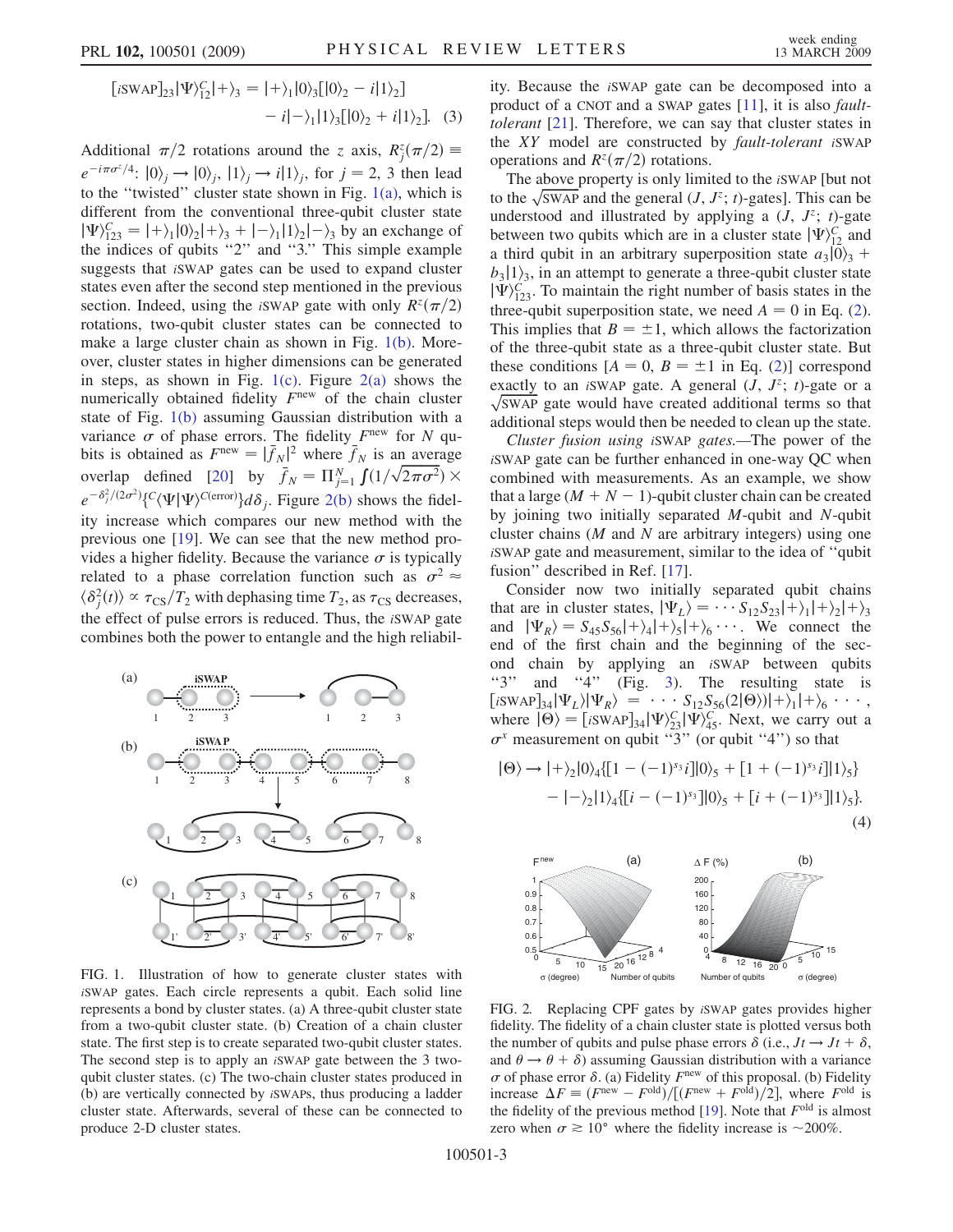$$[i\text{SWAP}]_{23}|\Psi\rangle_{12}^{C}|+\rangle_3 = |+\rangle_1|0\rangle_3[|0\rangle_2 - i|1\rangle_2] - i|-\rangle_1|1\rangle_3[|0\rangle_2 + i|1\rangle_2]. \quad (3)$$

Additional $\pi/2$ rotations around the $z$ axis, $R_j^z(\pi/2) \equiv e^{-i\pi\sigma^z/4}$: $|0\rangle_j \to |0\rangle_j$, $|1\rangle_j \to i|1\rangle_j$, for $j = 2, 3$ then lead to the "twisted" cluster state shown in Fig. 1(a), which is different from the conventional three-qubit cluster state $|\Psi\rangle_{123}^C = |+\rangle_1|0\rangle_2|+\rangle_3 + |-\rangle_1|1\rangle_2|-\rangle_3$ by an exchange of the indices of qubits "2" and "3." This simple example suggests that *i*SWAP gates can be used to expand cluster states even after the second step mentioned in the previous section. Indeed, using the *i*SWAP gate with only $R^z(\pi/2)$ rotations, two-qubit cluster states can be connected to make a large cluster chain as shown in Fig. 1(b). Moreover, cluster states in higher dimensions can be generated in steps, as shown in Fig. 1(c). Figure 2(a) shows the numerically obtained fidelity $F^{\text{new}}$ of the chain cluster state of Fig. 1(b) assuming Gaussian distribution with a variance $\sigma$ of phase errors. The fidelity $F^{\text{new}}$ for $N$ qubits is obtained as $F^{\text{new}} = |\bar{f}_N|^2$ where $\bar{f}_N$ is an average overlap defined [20] by $\bar{f}_N = \Pi_{j=1}^{N} \int (1/\sqrt{2\pi\sigma^2}) \times e^{-\delta_j^2/(2\sigma^2)} \{{}^C\langle\Psi|\Psi\rangle^{C(\text{error})}\} d\delta_j$. Figure 2(b) shows the fidelity increase which compares our new method with the previous one [19]. We can see that the new method provides a higher fidelity. Because the variance $\sigma$ is typically related to a phase correlation function such as $\sigma^2 \approx \langle\delta_j^2(t)\rangle \propto \tau_{\text{CS}}/T_2$ with dephasing time $T_2$, as $\tau_{\text{CS}}$ decreases, the effect of pulse errors is reduced. Thus, the *i*SWAP gate combines both the power to entangle and the high reliability. Because the *i*SWAP gate can be decomposed into a product of a CNOT and a SWAP gates [11], it is also *fault-tolerant* [21]. Therefore, we can say that cluster states in the $XY$ model are constructed by *fault-tolerant* *i*SWAP operations and $R^z(\pi/2)$ rotations.

FIG. 1. Illustration of how to generate cluster states with *i*SWAP gates. Each circle represents a qubit. Each solid line represents a bond by cluster states. (a) A three-qubit cluster state from a two-qubit cluster state. (b) Creation of a chain cluster state. The first step is to create separated two-qubit cluster states. The second step is to apply an *i*SWAP gate between the 3 two-qubit cluster states. (c) The two-chain cluster states produced in (b) are vertically connected by *i*SWAPs, thus producing a ladder cluster state. Afterwards, several of these can be connected to produce 2-D cluster states.

The above property is only limited to the *i*SWAP [but not to the $\sqrt{\text{SWAP}}$ and the general $(J, J^z; t)$-gates]. This can be understood and illustrated by applying a $(J, J^z; t)$-gate between two qubits which are in a cluster state $|\Psi\rangle_{12}^C$ and a third qubit in an arbitrary superposition state $a_3|0\rangle_3 + b_3|1\rangle_3$, in an attempt to generate a three-qubit cluster state $|\Psi\rangle_{123}^C$. To maintain the right number of basis states in the three-qubit superposition state, we need $A = 0$ in Eq. (2). This implies that $B = \pm 1$, which allows the factorization of the three-qubit state as a three-qubit cluster state. But these conditions [$A = 0$, $B = \pm 1$ in Eq. (2)] correspond exactly to an *i*SWAP gate. A general $(J, J^z; t)$-gate or a $\sqrt{\text{SWAP}}$ gate would have created additional terms so that additional steps would then be needed to clean up the state.

*Cluster fusion using iSWAP gates.*—The power of the *i*SWAP gate can be further enhanced in one-way QC when combined with measurements. As an example, we show that a large $(M + N - 1)$-qubit cluster chain can be created by joining two initially separated $M$-qubit and $N$-qubit cluster chains ($M$ and $N$ are arbitrary integers) using one *i*SWAP gate and measurement, similar to the idea of "qubit fusion" described in Ref. [17].

Consider now two initially separated qubit chains that are in cluster states, $|\Psi_L\rangle = \cdots S_{12}S_{23}|+\rangle_1|+\rangle_2|+\rangle_3$ and $|\Psi_R\rangle = S_{45}S_{56}|+\rangle_4|+\rangle_5|+\rangle_6 \cdots$. We connect the end of the first chain and the beginning of the second chain by applying an *i*SWAP between qubits "3" and "4" (Fig. 3). The resulting state is $[i\text{SWAP}]_{34}|\Psi_L\rangle|\Psi_R\rangle = \cdots S_{12}S_{56}(2|\Theta\rangle)|+\rangle_1|+\rangle_6 \cdots$, where $|\Theta\rangle = [i\text{SWAP}]_{34}|\Psi\rangle_{23}^C|\Psi\rangle_{45}^C$. Next, we carry out a $\sigma^x$ measurement on qubit "3" (or qubit "4") so that

$$|\Theta\rangle \to |+\rangle_2|0\rangle_4\{[1 - (-1)^{s_3}i]|0\rangle_5 + [1 + (-1)^{s_3}i]|1\rangle_5\} - |-\rangle_2|1\rangle_4\{[i - (-1)^{s_3}]|0\rangle_5 + [i + (-1)^{s_3}]|1\rangle_5\}. \quad (4)$$

FIG. 2. Replacing CPF gates by *i*SWAP gates provides higher fidelity. The fidelity of a chain cluster state is plotted versus both the number of qubits and pulse phase errors $\delta$ (i.e., $Jt \to Jt + \delta$, and $\theta \to \theta + \delta$) assuming Gaussian distribution with a variance $\sigma$ of phase error $\delta$. (a) Fidelity $F^{\text{new}}$ of this proposal. (b) Fidelity increase $\Delta F \equiv (F^{\text{new}} - F^{\text{old}})/[(F^{\text{new}} + F^{\text{old}})/2]$, where $F^{\text{old}}$ is the fidelity of the previous method [19]. Note that $F^{\text{old}}$ is almost zero when $\sigma \gtrsim 10°$ where the fidelity increase is $\sim$200%.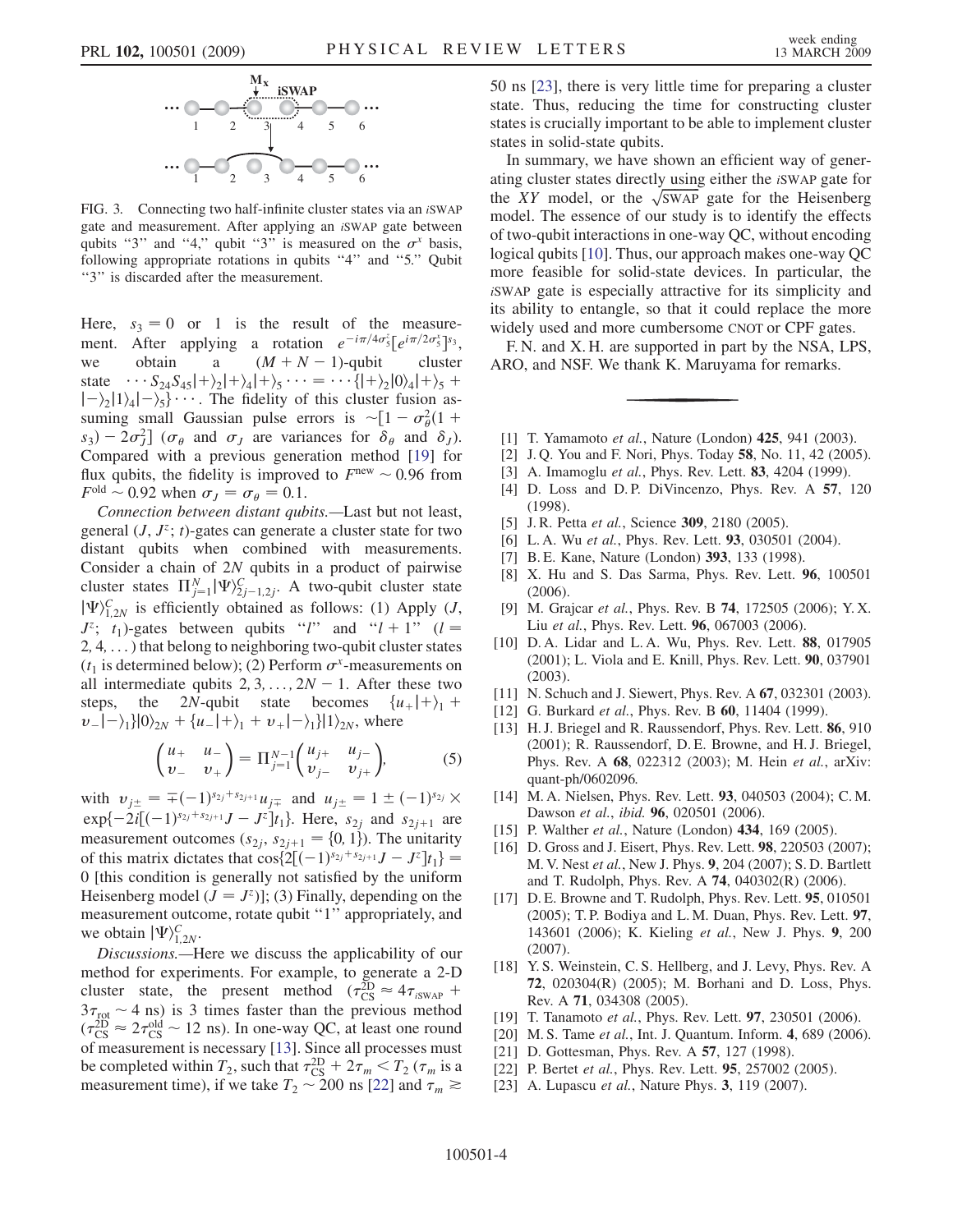$\cdots$ 1 2 3 4 5 6 $\cdots$
$\mathbf{M_x}$ iSWAP
$\cdots$ 1 2 3 4 5 6 $\cdots$

FIG. 3. Connecting two half-infinite cluster states via an *i*SWAP gate and measurement. After applying an *i*SWAP gate between qubits "3" and "4," qubit "3" is measured on the $\sigma^x$ basis, following appropriate rotations in qubits "4" and "5." Qubit "3" is discarded after the measurement.

Here, $s_3 = 0$ or 1 is the result of the measurement. After applying a rotation $e^{-i\pi/4\sigma_5^z}[e^{i\pi/2\sigma_5^z}]^{s_3}$, we obtain a $(M + N - 1)$-qubit cluster state $\cdots S_{24}S_{45}|+\rangle_2|+\rangle_4|+\rangle_5 \cdots = \cdots \{|+\rangle_2|0\rangle_4|+\rangle_5 + |-\rangle_2|1\rangle_4|-\rangle_5\} \cdots$. The fidelity of this cluster fusion assuming small Gaussian pulse errors is $\sim[1 - \sigma_\theta^2(1 + s_3) - 2\sigma_J^2]$ ($\sigma_\theta$ and $\sigma_J$ are variances for $\delta_\theta$ and $\delta_J$). Compared with a previous generation method [19] for flux qubits, the fidelity is improved to $F^{\text{new}} \sim 0.96$ from $F^{\text{old}} \sim 0.92$ when $\sigma_J = \sigma_\theta = 0.1$.

*Connection between distant qubits.*—Last but not least, general $(J, J^z; t)$-gates can generate a cluster state for two distant qubits when combined with measurements. Consider a chain of $2N$ qubits in a product of pairwise cluster states $\Pi_{j=1}^N |\Psi\rangle_{2j-1,2j}^C$. A two-qubit cluster state $|\Psi\rangle_{1,2N}^C$ is efficiently obtained as follows: (1) Apply $(J, J^z; t_1)$-gates between qubits "$l$" and "$l + 1$" ($l = 2, 4, \ldots$) that belong to neighboring two-qubit cluster states ($t_1$ is determined below); (2) Perform $\sigma^x$-measurements on all intermediate qubits $2, 3, \ldots, 2N - 1$. After these two steps, the $2N$-qubit state becomes $\{u_+|+\rangle_1 + v_-|-\rangle_1\}|0\rangle_{2N} + \{u_-|+\rangle_1 + v_+|-\rangle_1\}|1\rangle_{2N}$, where

$$\begin{pmatrix} u_+ & u_- \\ v_- & v_+ \end{pmatrix} = \Pi_{j=1}^{N-1} \begin{pmatrix} u_{j+} & u_{j-} \\ v_{j-} & v_{j+} \end{pmatrix}, \tag{5}$$

with $v_{j\pm} = \mp(-1)^{s_{2j}+s_{2j+1}} u_{j\mp}$ and $u_{j\pm} = 1 \pm (-1)^{s_{2j}} \times \exp\{-2i[(-1)^{s_{2j}+s_{2j+1}} J - J^z]t_1\}$. Here, $s_{2j}$ and $s_{2j+1}$ are measurement outcomes ($s_{2j}, s_{2j+1} = \{0, 1\}$). The unitarity of this matrix dictates that $\cos\{2[(-1)^{s_{2j}+s_{2j+1}} J - J^z]t_1\} = 0$ [this condition is generally not satisfied by the uniform Heisenberg model ($J = J^z$)]; (3) Finally, depending on the measurement outcome, rotate qubit "1" appropriately, and we obtain $|\Psi\rangle_{1,2N}^C$.

*Discussions.*—Here we discuss the applicability of our method for experiments. For example, to generate a 2-D cluster state, the present method ($\tau_{\text{CS}}^{\text{2D}} \approx 4\tau_{i\text{SWAP}} + 3\tau_{\text{rot}} \sim 4$ ns) is 3 times faster than the previous method ($\tau_{\text{CS}}^{\text{2D}} \approx 2\tau_{\text{CS}}^{\text{old}} \sim 12$ ns). In one-way QC, at least one round of measurement is necessary [13]. Since all processes must be completed within $T_2$, such that $\tau_{\text{CS}}^{\text{2D}} + 2\tau_m < T_2$ ($\tau_m$ is a measurement time), if we take $T_2 \sim 200$ ns [22] and $\tau_m \gtrsim 50$ ns [23], there is very little time for preparing a cluster state. Thus, reducing the time for constructing cluster states is crucially important to be able to implement cluster states in solid-state qubits.

In summary, we have shown an efficient way of generating cluster states directly using either the *i*SWAP gate for the *XY* model, or the $\sqrt{\text{SWAP}}$ gate for the Heisenberg model. The essence of our study is to identify the effects of two-qubit interactions in one-way QC, without encoding logical qubits [10]. Thus, our approach makes one-way QC more feasible for solid-state devices. In particular, the *i*SWAP gate is especially attractive for its simplicity and its ability to entangle, so that it could replace the more widely used and more cumbersome CNOT or CPF gates.

F. N. and X. H. are supported in part by the NSA, LPS, ARO, and NSF. We thank K. Maruyama for remarks.

[1] T. Yamamoto *et al.*, Nature (London) **425**, 941 (2003).
[2] J. Q. You and F. Nori, Phys. Today **58**, No. 11, 42 (2005).
[3] A. Imamoglu *et al.*, Phys. Rev. Lett. **83**, 4204 (1999).
[4] D. Loss and D. P. DiVincenzo, Phys. Rev. A **57**, 120 (1998).
[5] J. R. Petta *et al.*, Science **309**, 2180 (2005).
[6] L. A. Wu *et al.*, Phys. Rev. Lett. **93**, 030501 (2004).
[7] B. E. Kane, Nature (London) **393**, 133 (1998).
[8] X. Hu and S. Das Sarma, Phys. Rev. Lett. **96**, 100501 (2006).
[9] M. Grajcar *et al.*, Phys. Rev. B **74**, 172505 (2006); Y. X. Liu *et al.*, Phys. Rev. Lett. **96**, 067003 (2006).
[10] D. A. Lidar and L. A. Wu, Phys. Rev. Lett. **88**, 017905 (2001); L. Viola and E. Knill, Phys. Rev. Lett. **90**, 037901 (2003).
[11] N. Schuch and J. Siewert, Phys. Rev. A **67**, 032301 (2003).
[12] G. Burkard *et al.*, Phys. Rev. B **60**, 11404 (1999).
[13] H. J. Briegel and R. Raussendorf, Phys. Rev. Lett. **86**, 910 (2001); R. Raussendorf, D. E. Browne, and H. J. Briegel, Phys. Rev. A **68**, 022312 (2003); M. Hein *et al.*, arXiv: quant-ph/0602096.
[14] M. A. Nielsen, Phys. Rev. Lett. **93**, 040503 (2004); C. M. Dawson *et al.*, *ibid.* **96**, 020501 (2006).
[15] P. Walther *et al.*, Nature (London) **434**, 169 (2005).
[16] D. Gross and J. Eisert, Phys. Rev. Lett. **98**, 220503 (2007); M. V. Nest *et al.*, New J. Phys. **9**, 204 (2007); S. D. Bartlett and T. Rudolph, Phys. Rev. A **74**, 040302(R) (2006).
[17] D. E. Browne and T. Rudolph, Phys. Rev. Lett. **95**, 010501 (2005); T. P. Bodiya and L. M. Duan, Phys. Rev. Lett. **97**, 143601 (2006); K. Kieling *et al.*, New J. Phys. **9**, 200 (2007).
[18] Y. S. Weinstein, C. S. Hellberg, and J. Levy, Phys. Rev. A **72**, 020304(R) (2005); M. Borhani and D. Loss, Phys. Rev. A **71**, 034308 (2005).
[19] T. Tanamoto *et al.*, Phys. Rev. Lett. **97**, 230501 (2006).
[20] M. S. Tame *et al.*, Int. J. Quantum. Inform. **4**, 689 (2006).
[21] D. Gottesman, Phys. Rev. A **57**, 127 (1998).
[22] P. Bertet *et al.*, Phys. Rev. Lett. **95**, 257002 (2005).
[23] A. Lupascu *et al.*, Nature Phys. **3**, 119 (2007).